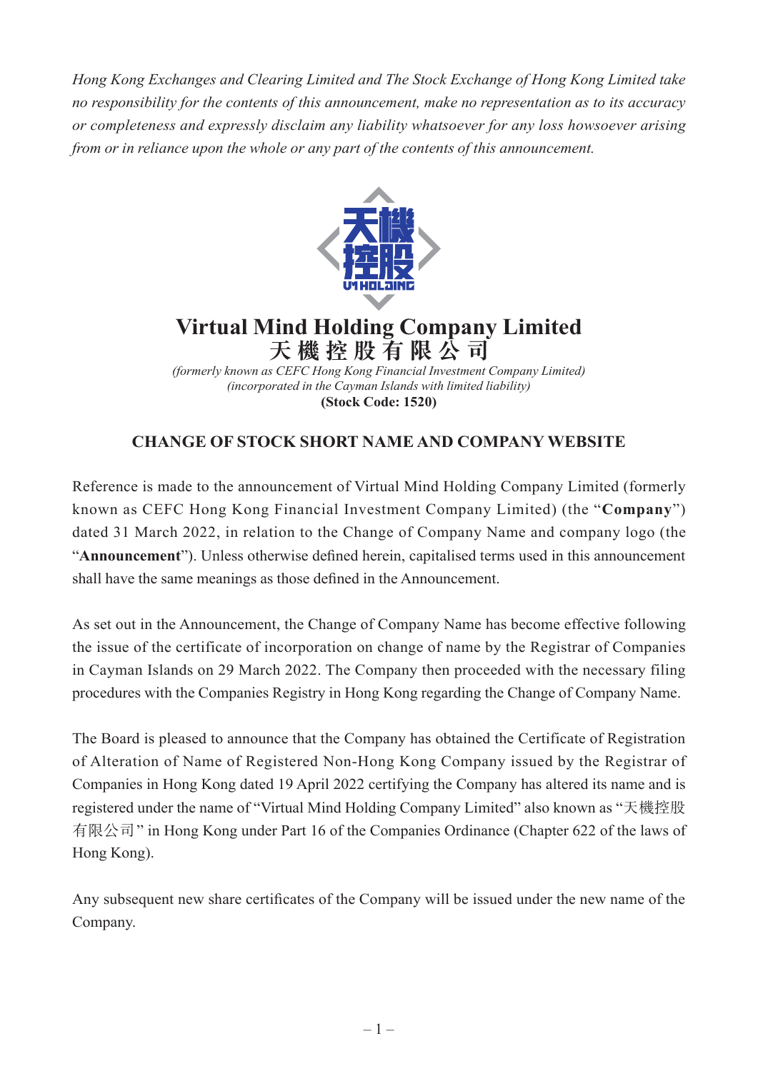*Hong Kong Exchanges and Clearing Limited and The Stock Exchange of Hong Kong Limited take no responsibility for the contents of this announcement, make no representation as to its accuracy or completeness and expressly disclaim any liability whatsoever for any loss howsoever arising from or in reliance upon the whole or any part of the contents of this announcement.*

# Virtual Mind Holding Company Limited
# 天機控股有限公司

*(formerly known as CEFC Hong Kong Financial Investment Company Limited)*
*(incorporated in the Cayman Islands with limited liability)*
**(Stock Code: 1520)**

## CHANGE OF STOCK SHORT NAME AND COMPANY WEBSITE

Reference is made to the announcement of Virtual Mind Holding Company Limited (formerly known as CEFC Hong Kong Financial Investment Company Limited) (the "**Company**") dated 31 March 2022, in relation to the Change of Company Name and company logo (the "**Announcement**"). Unless otherwise defined herein, capitalised terms used in this announcement shall have the same meanings as those defined in the Announcement.

As set out in the Announcement, the Change of Company Name has become effective following the issue of the certificate of incorporation on change of name by the Registrar of Companies in Cayman Islands on 29 March 2022. The Company then proceeded with the necessary filing procedures with the Companies Registry in Hong Kong regarding the Change of Company Name.

The Board is pleased to announce that the Company has obtained the Certificate of Registration of Alteration of Name of Registered Non-Hong Kong Company issued by the Registrar of Companies in Hong Kong dated 19 April 2022 certifying the Company has altered its name and is registered under the name of "Virtual Mind Holding Company Limited" also known as "天機控股有限公司" in Hong Kong under Part 16 of the Companies Ordinance (Chapter 622 of the laws of Hong Kong).

Any subsequent new share certificates of the Company will be issued under the new name of the Company.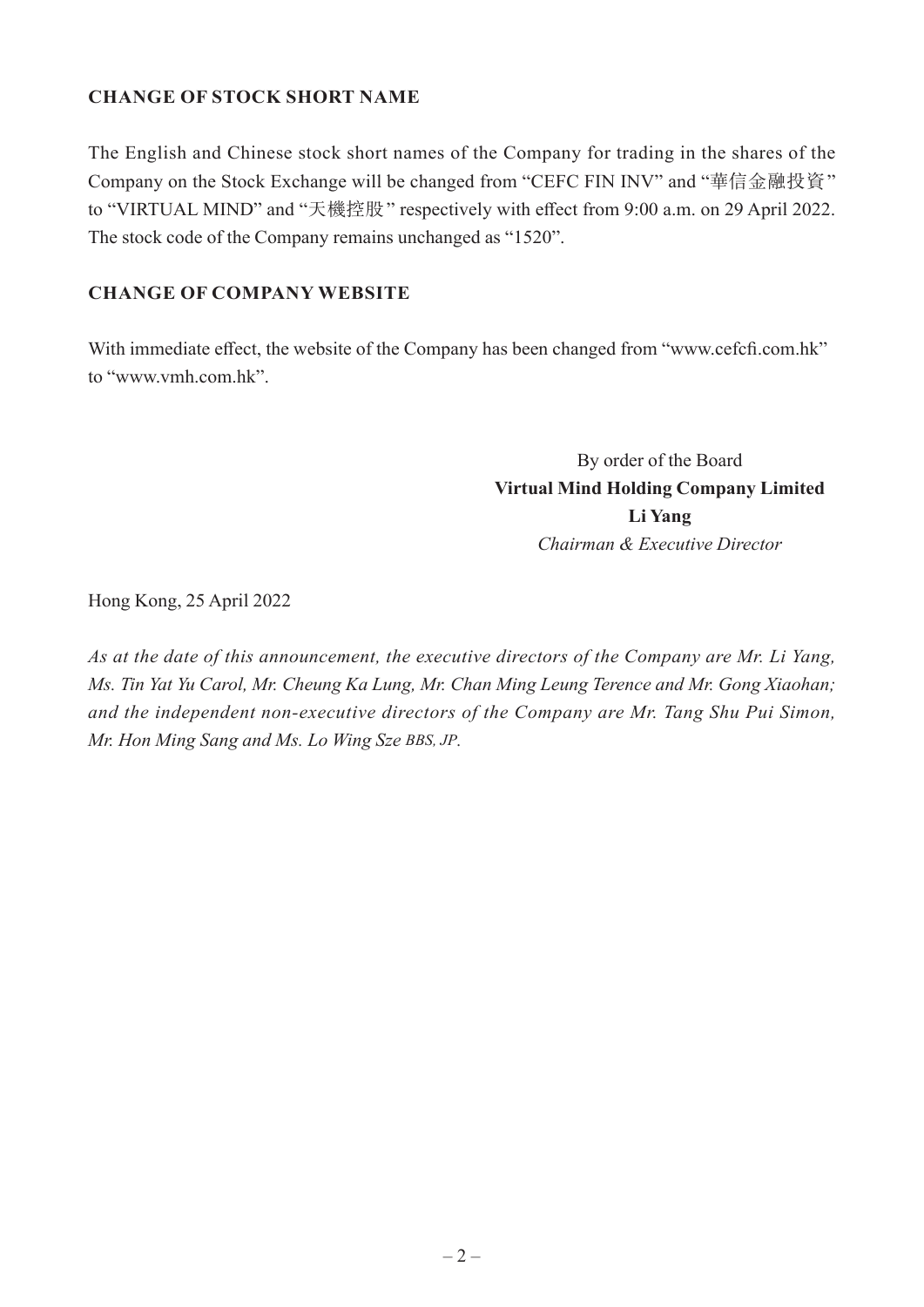**CHANGE OF STOCK SHORT NAME**

The English and Chinese stock short names of the Company for trading in the shares of the Company on the Stock Exchange will be changed from "CEFC FIN INV" and "華信金融投資" to "VIRTUAL MIND" and "天機控股" respectively with effect from 9:00 a.m. on 29 April 2022. The stock code of the Company remains unchanged as "1520".

**CHANGE OF COMPANY WEBSITE**

With immediate effect, the website of the Company has been changed from "www.cefcfi.com.hk" to "www.vmh.com.hk".

By order of the Board
**Virtual Mind Holding Company Limited**
**Li Yang**
*Chairman & Executive Director*

Hong Kong, 25 April 2022

*As at the date of this announcement, the executive directors of the Company are Mr. Li Yang, Ms. Tin Yat Yu Carol, Mr. Cheung Ka Lung, Mr. Chan Ming Leung Terence and Mr. Gong Xiaohan; and the independent non-executive directors of the Company are Mr. Tang Shu Pui Simon, Mr. Hon Ming Sang and Ms. Lo Wing Sze BBS, JP.*